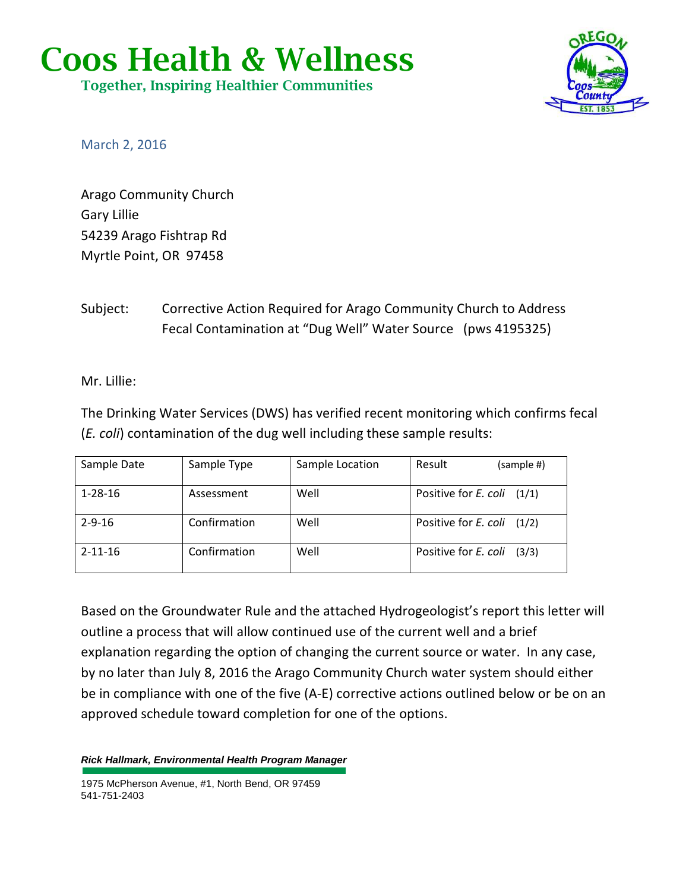# Coos Health & Wellness

**Together, Inspiring Healthier Communities**

March 2, 2016

Arago Community Church
Gary Lillie
54239 Arago Fishtrap Rd
Myrtle Point, OR 97458

Subject: Corrective Action Required for Arago Community Church to Address Fecal Contamination at "Dug Well" Water Source (pws 4195325)

Mr. Lillie:

The Drinking Water Services (DWS) has verified recent monitoring which confirms fecal (*E. coli*) contamination of the dug well including these sample results:

| Sample Date | Sample Type | Sample Location | Result (sample #) |
|---|---|---|---|
| 1-28-16 | Assessment | Well | Positive for *E. coli* (1/1) |
| 2-9-16 | Confirmation | Well | Positive for *E. coli* (1/2) |
| 2-11-16 | Confirmation | Well | Positive for *E. coli* (3/3) |

Based on the Groundwater Rule and the attached Hydrogeologist's report this letter will outline a process that will allow continued use of the current well and a brief explanation regarding the option of changing the current source or water. In any case, by no later than July 8, 2016 the Arago Community Church water system should either be in compliance with one of the five (A-E) corrective actions outlined below or be on an approved schedule toward completion for one of the options.

***Rick Hallmark, Environmental Health Program Manager***

1975 McPherson Avenue, #1, North Bend, OR 97459
541-751-2403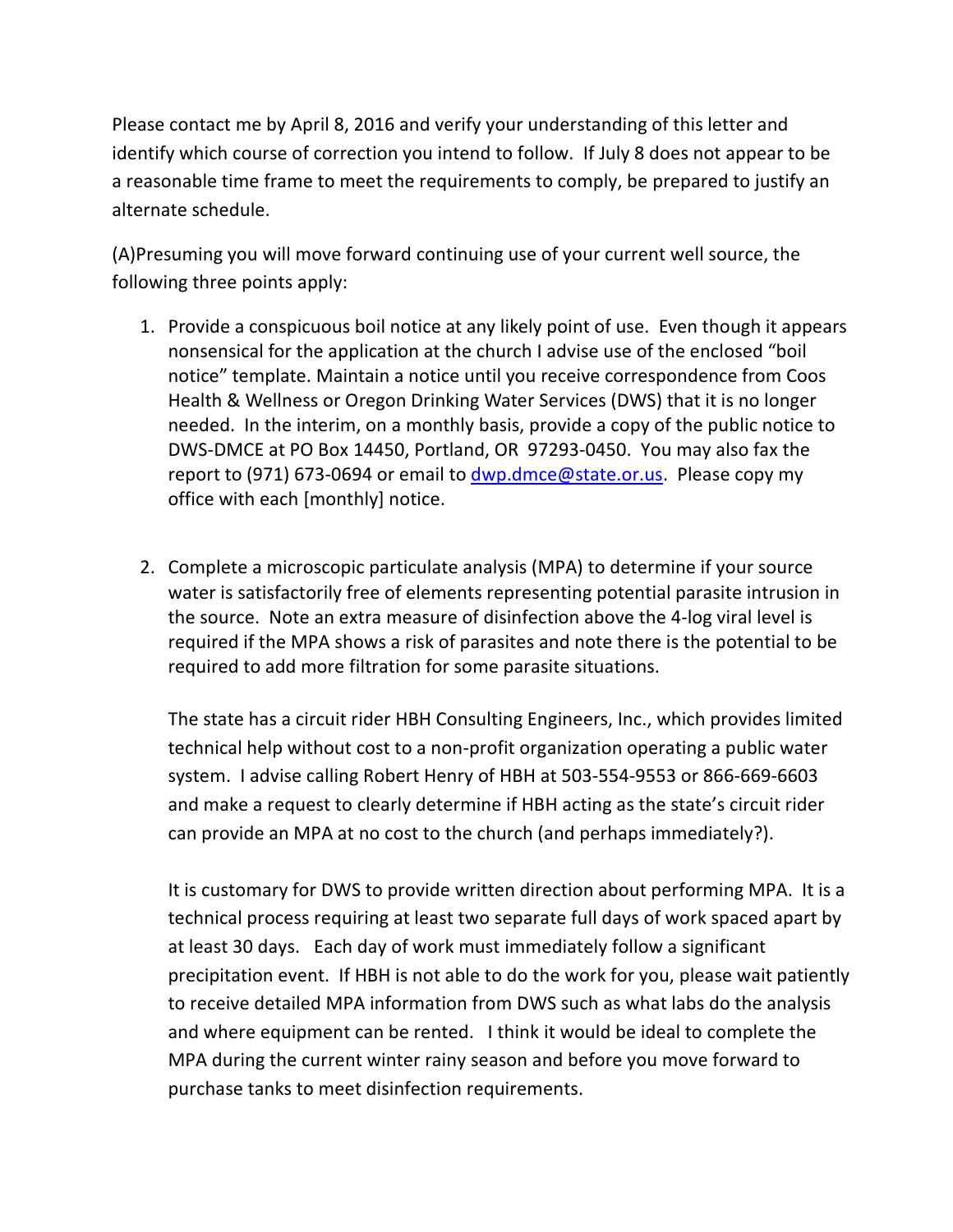Please contact me by April 8, 2016 and verify your understanding of this letter and identify which course of correction you intend to follow. If July 8 does not appear to be a reasonable time frame to meet the requirements to comply, be prepared to justify an alternate schedule.

(A)Presuming you will move forward continuing use of your current well source, the following three points apply:

1. Provide a conspicuous boil notice at any likely point of use. Even though it appears nonsensical for the application at the church I advise use of the enclosed "boil notice" template. Maintain a notice until you receive correspondence from Coos Health & Wellness or Oregon Drinking Water Services (DWS) that it is no longer needed. In the interim, on a monthly basis, provide a copy of the public notice to DWS-DMCE at PO Box 14450, Portland, OR 97293-0450. You may also fax the report to (971) 673-0694 or email to dwp.dmce@state.or.us. Please copy my office with each [monthly] notice.

2. Complete a microscopic particulate analysis (MPA) to determine if your source water is satisfactorily free of elements representing potential parasite intrusion in the source. Note an extra measure of disinfection above the 4-log viral level is required if the MPA shows a risk of parasites and note there is the potential to be required to add more filtration for some parasite situations.

   The state has a circuit rider HBH Consulting Engineers, Inc., which provides limited technical help without cost to a non-profit organization operating a public water system. I advise calling Robert Henry of HBH at 503-554-9553 or 866-669-6603 and make a request to clearly determine if HBH acting as the state's circuit rider can provide an MPA at no cost to the church (and perhaps immediately?).

   It is customary for DWS to provide written direction about performing MPA. It is a technical process requiring at least two separate full days of work spaced apart by at least 30 days. Each day of work must immediately follow a significant precipitation event. If HBH is not able to do the work for you, please wait patiently to receive detailed MPA information from DWS such as what labs do the analysis and where equipment can be rented. I think it would be ideal to complete the MPA during the current winter rainy season and before you move forward to purchase tanks to meet disinfection requirements.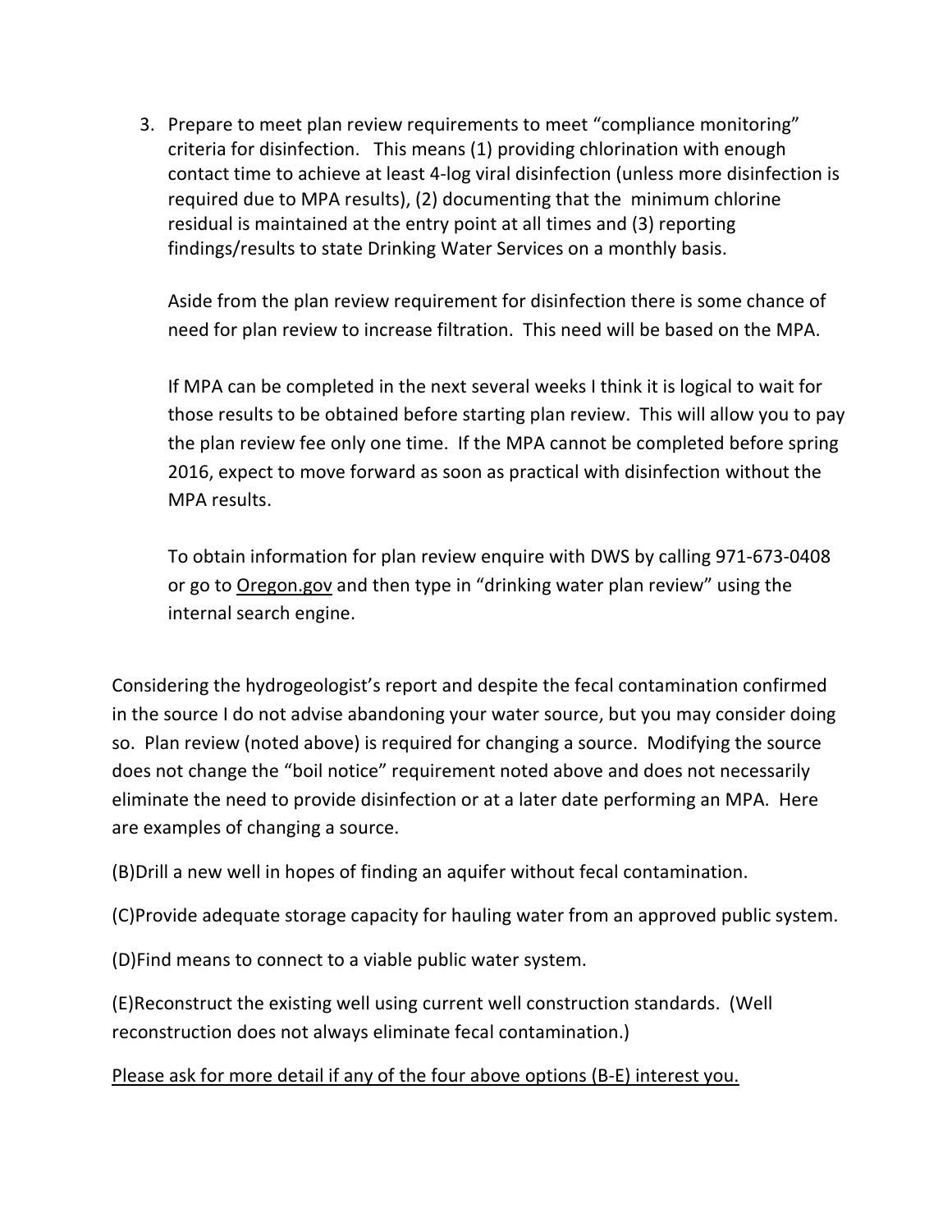3. Prepare to meet plan review requirements to meet "compliance monitoring" criteria for disinfection. This means (1) providing chlorination with enough contact time to achieve at least 4-log viral disinfection (unless more disinfection is required due to MPA results), (2) documenting that the minimum chlorine residual is maintained at the entry point at all times and (3) reporting findings/results to state Drinking Water Services on a monthly basis.

   Aside from the plan review requirement for disinfection there is some chance of need for plan review to increase filtration. This need will be based on the MPA.

   If MPA can be completed in the next several weeks I think it is logical to wait for those results to be obtained before starting plan review. This will allow you to pay the plan review fee only one time. If the MPA cannot be completed before spring 2016, expect to move forward as soon as practical with disinfection without the MPA results.

   To obtain information for plan review enquire with DWS by calling 971-673-0408 or go to <u>Oregon.gov</u> and then type in "drinking water plan review" using the internal search engine.

Considering the hydrogeologist's report and despite the fecal contamination confirmed in the source I do not advise abandoning your water source, but you may consider doing so. Plan review (noted above) is required for changing a source. Modifying the source does not change the "boil notice" requirement noted above and does not necessarily eliminate the need to provide disinfection or at a later date performing an MPA. Here are examples of changing a source.

(B)Drill a new well in hopes of finding an aquifer without fecal contamination.

(C)Provide adequate storage capacity for hauling water from an approved public system.

(D)Find means to connect to a viable public water system.

(E)Reconstruct the existing well using current well construction standards. (Well reconstruction does not always eliminate fecal contamination.)

<u>Please ask for more detail if any of the four above options (B-E) interest you.</u>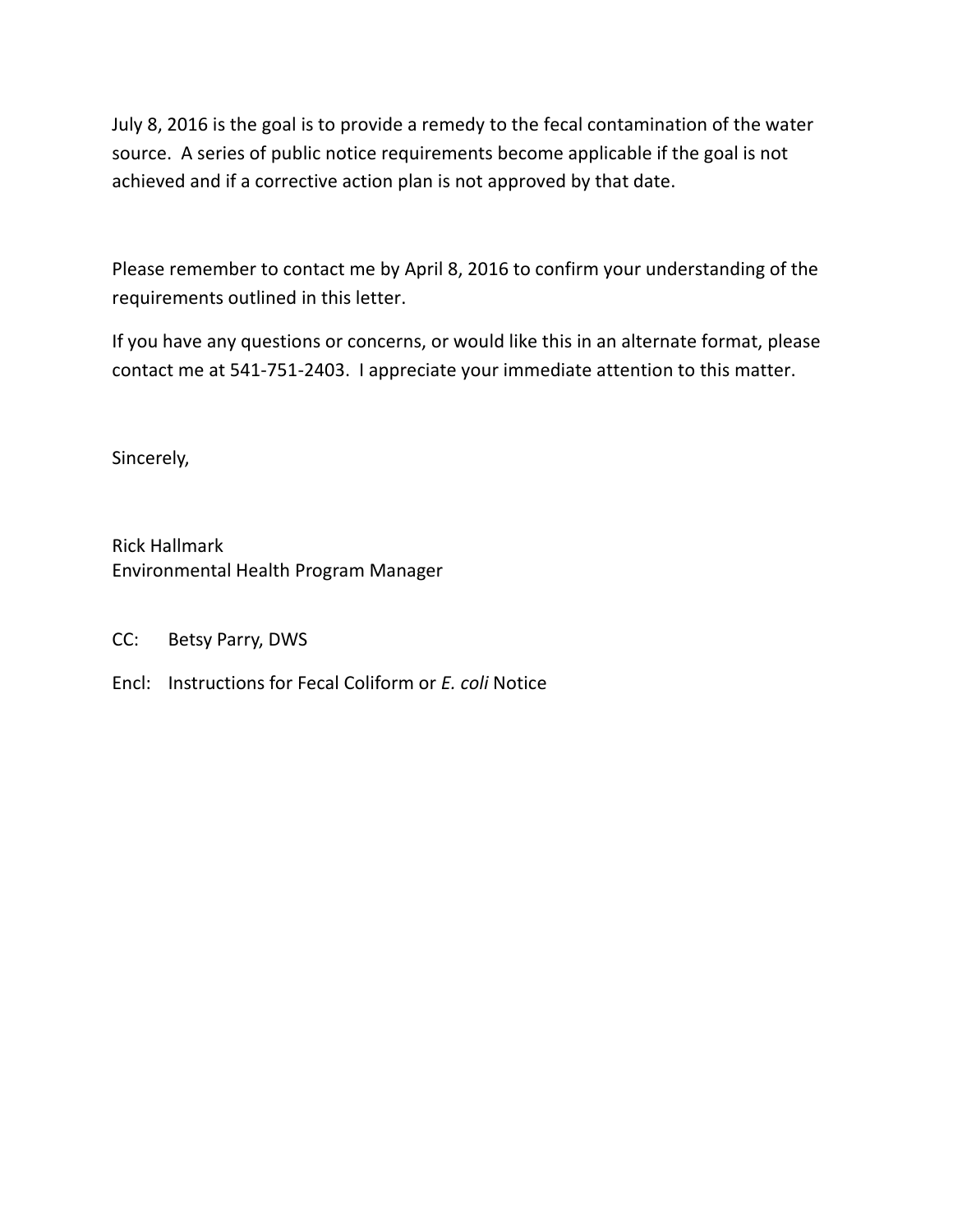July 8, 2016 is the goal is to provide a remedy to the fecal contamination of the water source. A series of public notice requirements become applicable if the goal is not achieved and if a corrective action plan is not approved by that date.

Please remember to contact me by April 8, 2016 to confirm your understanding of the requirements outlined in this letter.

If you have any questions or concerns, or would like this in an alternate format, please contact me at 541-751-2403. I appreciate your immediate attention to this matter.

Sincerely,

Rick Hallmark
Environmental Health Program Manager

CC: Betsy Parry, DWS

Encl: Instructions for Fecal Coliform or *E. coli* Notice